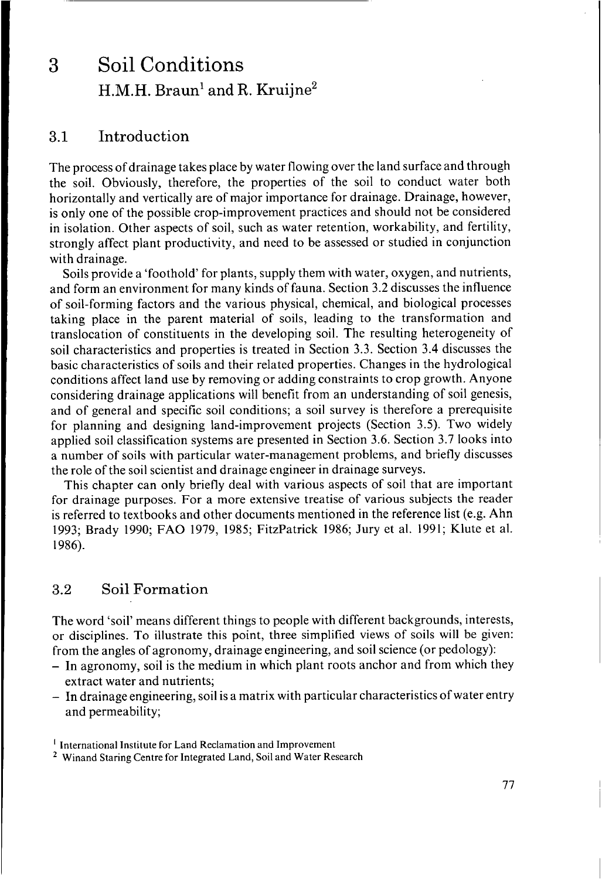# 3 Soil Conditions

H.M.H. Braun[1] and R. Kruijne[2]

## 3.1 Introduction

The process of drainage takes place by water flowing over the land surface and through the soil. Obviously, therefore, the properties of the soil to conduct water both horizontally and vertically are of major importance for drainage. Drainage, however, is only one of the possible crop-improvement practices and should not be considered in isolation. Other aspects of soil, such as water retention, workability, and fertility, strongly affect plant productivity, and need to be assessed or studied in conjunction with drainage.

Soils provide a 'foothold' for plants, supply them with water, oxygen, and nutrients, and form an environment for many kinds of fauna. Section 3.2 discusses the influence of soil-forming factors and the various physical, chemical, and biological processes taking place in the parent material of soils, leading to the transformation and translocation of constituents in the developing soil. The resulting heterogeneity of soil characteristics and properties is treated in Section 3.3. Section 3.4 discusses the basic characteristics of soils and their related properties. Changes in the hydrological conditions affect land use by removing or adding constraints to crop growth. Anyone considering drainage applications will benefit from an understanding of soil genesis, and of general and specific soil conditions; a soil survey is therefore a prerequisite for planning and designing land-improvement projects (Section 3.5). Two widely applied soil classification systems are presented in Section 3.6. Section 3.7 looks into a number of soils with particular water-management problems, and briefly discusses the role of the soil scientist and drainage engineer in drainage surveys.

This chapter can only briefly deal with various aspects of soil that are important for drainage purposes. For a more extensive treatise of various subjects the reader is referred to textbooks and other documents mentioned in the reference list (e.g. Ahn 1993; Brady 1990; FAO 1979, 1985; FitzPatrick 1986; Jury et al. 1991; Klute et al. 1986).

## 3.2 Soil Formation

The word 'soil' means different things to people with different backgrounds, interests, or disciplines. To illustrate this point, three simplified views of soils will be given: from the angles of agronomy, drainage engineering, and soil science (or pedology):

- In agronomy, soil is the medium in which plant roots anchor and from which they extract water and nutrients;
- In drainage engineering, soil is a matrix with particular characteristics of water entry and permeability;

[1] International Institute for Land Reclamation and Improvement

[2] Winand Staring Centre for Integrated Land, Soil and Water Research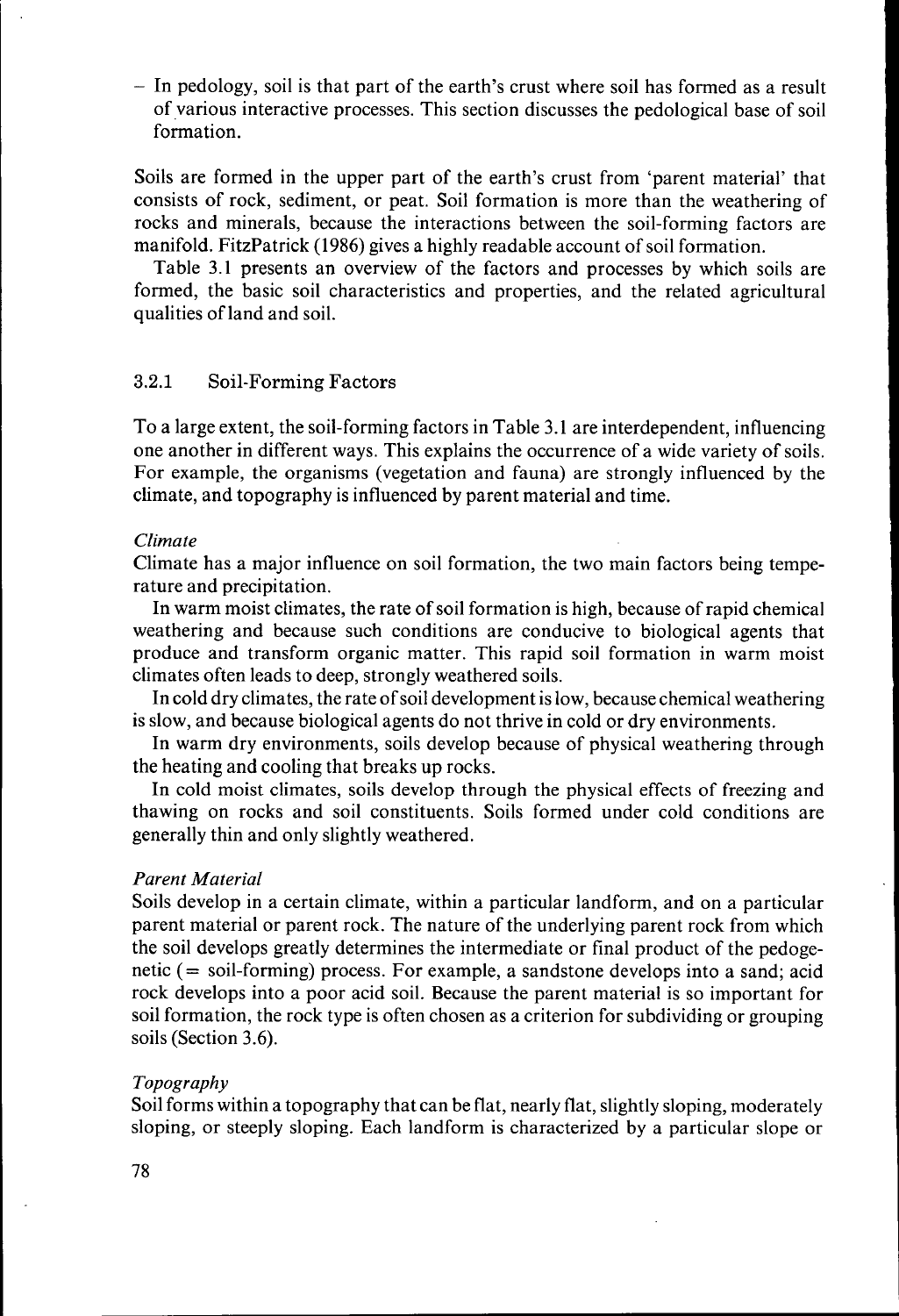– In pedology, soil is that part of the earth's crust where soil has formed as a result of various interactive processes. This section discusses the pedological base of soil formation.

Soils are formed in the upper part of the earth's crust from 'parent material' that consists of rock, sediment, or peat. Soil formation is more than the weathering of rocks and minerals, because the interactions between the soil-forming factors are manifold. FitzPatrick (1986) gives a highly readable account of soil formation.

Table 3.1 presents an overview of the factors and processes by which soils are formed, the basic soil characteristics and properties, and the related agricultural qualities of land and soil.

### 3.2.1 Soil-Forming Factors

To a large extent, the soil-forming factors in Table 3.1 are interdependent, influencing one another in different ways. This explains the occurrence of a wide variety of soils. For example, the organisms (vegetation and fauna) are strongly influenced by the climate, and topography is influenced by parent material and time.

*Climate*

Climate has a major influence on soil formation, the two main factors being temperature and precipitation.

In warm moist climates, the rate of soil formation is high, because of rapid chemical weathering and because such conditions are conducive to biological agents that produce and transform organic matter. This rapid soil formation in warm moist climates often leads to deep, strongly weathered soils.

In cold dry climates, the rate of soil development is low, because chemical weathering is slow, and because biological agents do not thrive in cold or dry environments.

In warm dry environments, soils develop because of physical weathering through the heating and cooling that breaks up rocks.

In cold moist climates, soils develop through the physical effects of freezing and thawing on rocks and soil constituents. Soils formed under cold conditions are generally thin and only slightly weathered.

*Parent Material*

Soils develop in a certain climate, within a particular landform, and on a particular parent material or parent rock. The nature of the underlying parent rock from which the soil develops greatly determines the intermediate or final product of the pedogenetic (= soil-forming) process. For example, a sandstone develops into a sand; acid rock develops into a poor acid soil. Because the parent material is so important for soil formation, the rock type is often chosen as a criterion for subdividing or grouping soils (Section 3.6).

*Topography*

Soil forms within a topography that can be flat, nearly flat, slightly sloping, moderately sloping, or steeply sloping. Each landform is characterized by a particular slope or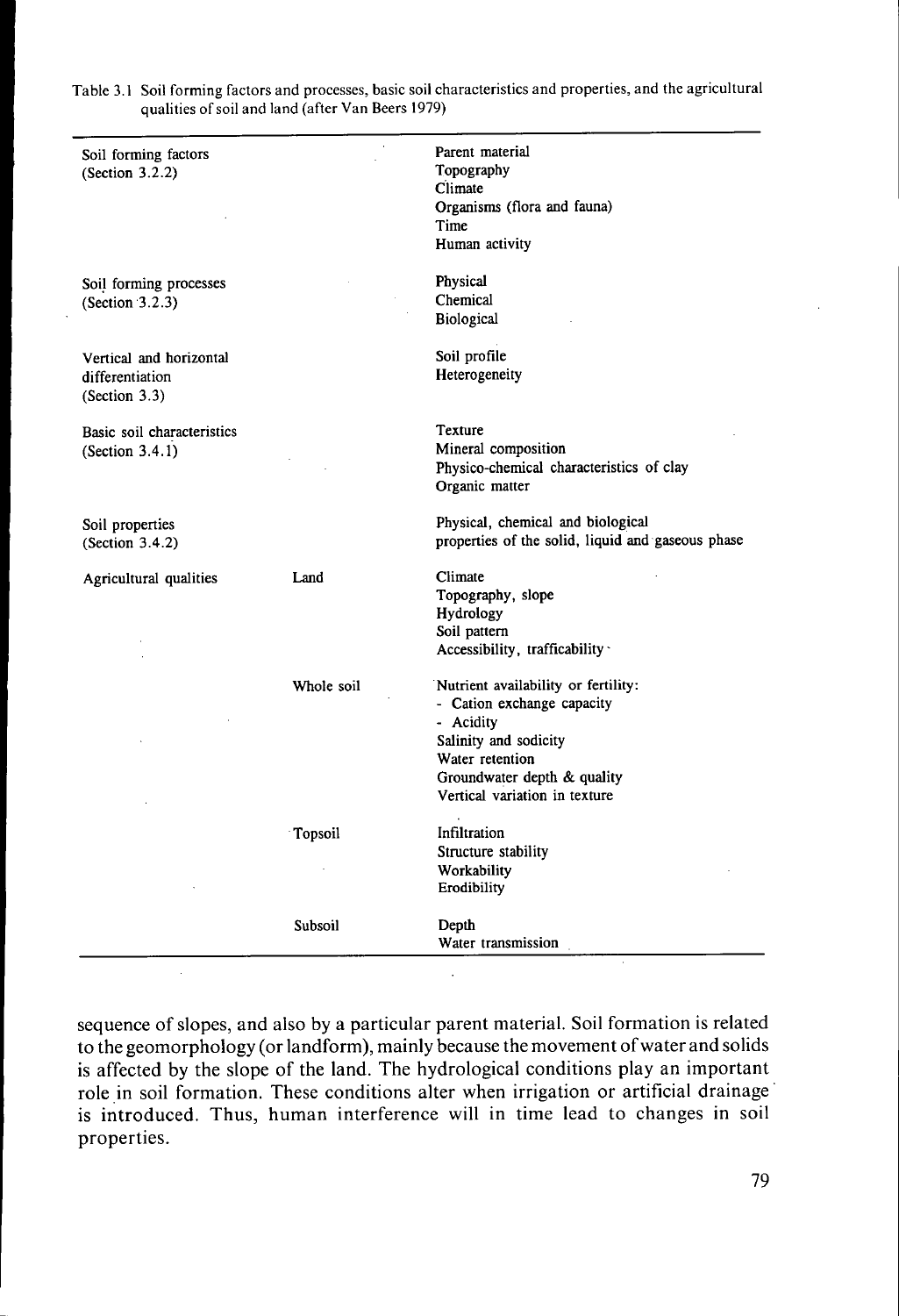Table 3.1 Soil forming factors and processes, basic soil characteristics and properties, and the agricultural qualities of soil and land (after Van Beers 1979)

| | | |
|---|---|---|
| Soil forming factors (Section 3.2.2) | | Parent material<br>Topography<br>Climate<br>Organisms (flora and fauna)<br>Time<br>Human activity |
| Soil forming processes (Section 3.2.3) | | Physical<br>Chemical<br>Biological |
| Vertical and horizontal differentiation (Section 3.3) | | Soil profile<br>Heterogeneity |
| Basic soil characteristics (Section 3.4.1) | | Texture<br>Mineral composition<br>Physico-chemical characteristics of clay<br>Organic matter |
| Soil properties (Section 3.4.2) | | Physical, chemical and biological properties of the solid, liquid and gaseous phase |
| Agricultural qualities | Land | Climate<br>Topography, slope<br>Hydrology<br>Soil pattern<br>Accessibility, trafficability |
| | Whole soil | Nutrient availability or fertility:<br>- Cation exchange capacity<br>- Acidity<br>Salinity and sodicity<br>Water retention<br>Groundwater depth & quality<br>Vertical variation in texture |
| | Topsoil | Infiltration<br>Structure stability<br>Workability<br>Erodibility |
| | Subsoil | Depth<br>Water transmission |

sequence of slopes, and also by a particular parent material. Soil formation is related to the geomorphology (or landform), mainly because the movement of water and solids is affected by the slope of the land. The hydrological conditions play an important role in soil formation. These conditions alter when irrigation or artificial drainage is introduced. Thus, human interference will in time lead to changes in soil properties.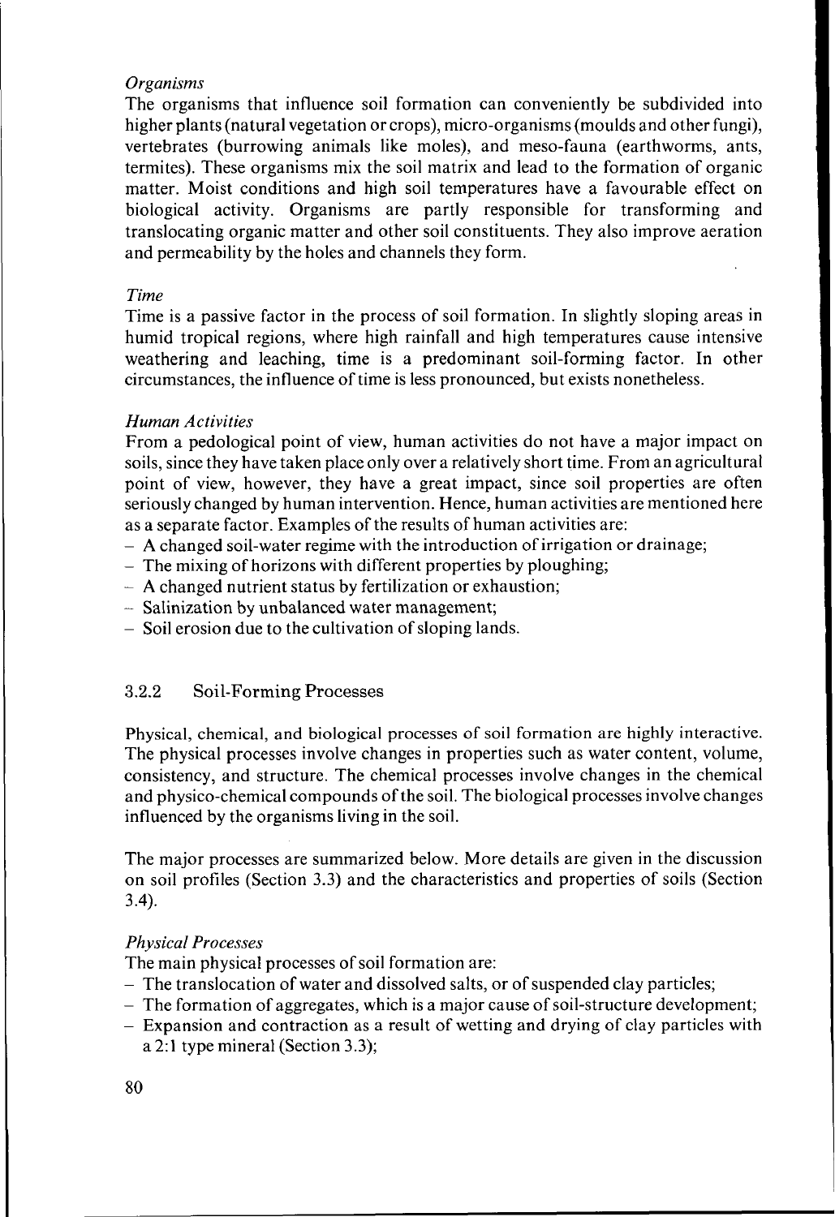*Organisms*

The organisms that influence soil formation can conveniently be subdivided into higher plants (natural vegetation or crops), micro-organisms (moulds and other fungi), vertebrates (burrowing animals like moles), and meso-fauna (earthworms, ants, termites). These organisms mix the soil matrix and lead to the formation of organic matter. Moist conditions and high soil temperatures have a favourable effect on biological activity. Organisms are partly responsible for transforming and translocating organic matter and other soil constituents. They also improve aeration and permeability by the holes and channels they form.

*Time*

Time is a passive factor in the process of soil formation. In slightly sloping areas in humid tropical regions, where high rainfall and high temperatures cause intensive weathering and leaching, time is a predominant soil-forming factor. In other circumstances, the influence of time is less pronounced, but exists nonetheless.

*Human Activities*

From a pedological point of view, human activities do not have a major impact on soils, since they have taken place only over a relatively short time. From an agricultural point of view, however, they have a great impact, since soil properties are often seriously changed by human intervention. Hence, human activities are mentioned here as a separate factor. Examples of the results of human activities are:

- A changed soil-water regime with the introduction of irrigation or drainage;
- The mixing of horizons with different properties by ploughing;
- A changed nutrient status by fertilization or exhaustion;
- Salinization by unbalanced water management;
- Soil erosion due to the cultivation of sloping lands.

### 3.2.2 Soil-Forming Processes

Physical, chemical, and biological processes of soil formation are highly interactive. The physical processes involve changes in properties such as water content, volume, consistency, and structure. The chemical processes involve changes in the chemical and physico-chemical compounds of the soil. The biological processes involve changes influenced by the organisms living in the soil.

The major processes are summarized below. More details are given in the discussion on soil profiles (Section 3.3) and the characteristics and properties of soils (Section 3.4).

*Physical Processes*

The main physical processes of soil formation are:

- The translocation of water and dissolved salts, or of suspended clay particles;
- The formation of aggregates, which is a major cause of soil-structure development;
- Expansion and contraction as a result of wetting and drying of clay particles with a 2:1 type mineral (Section 3.3);